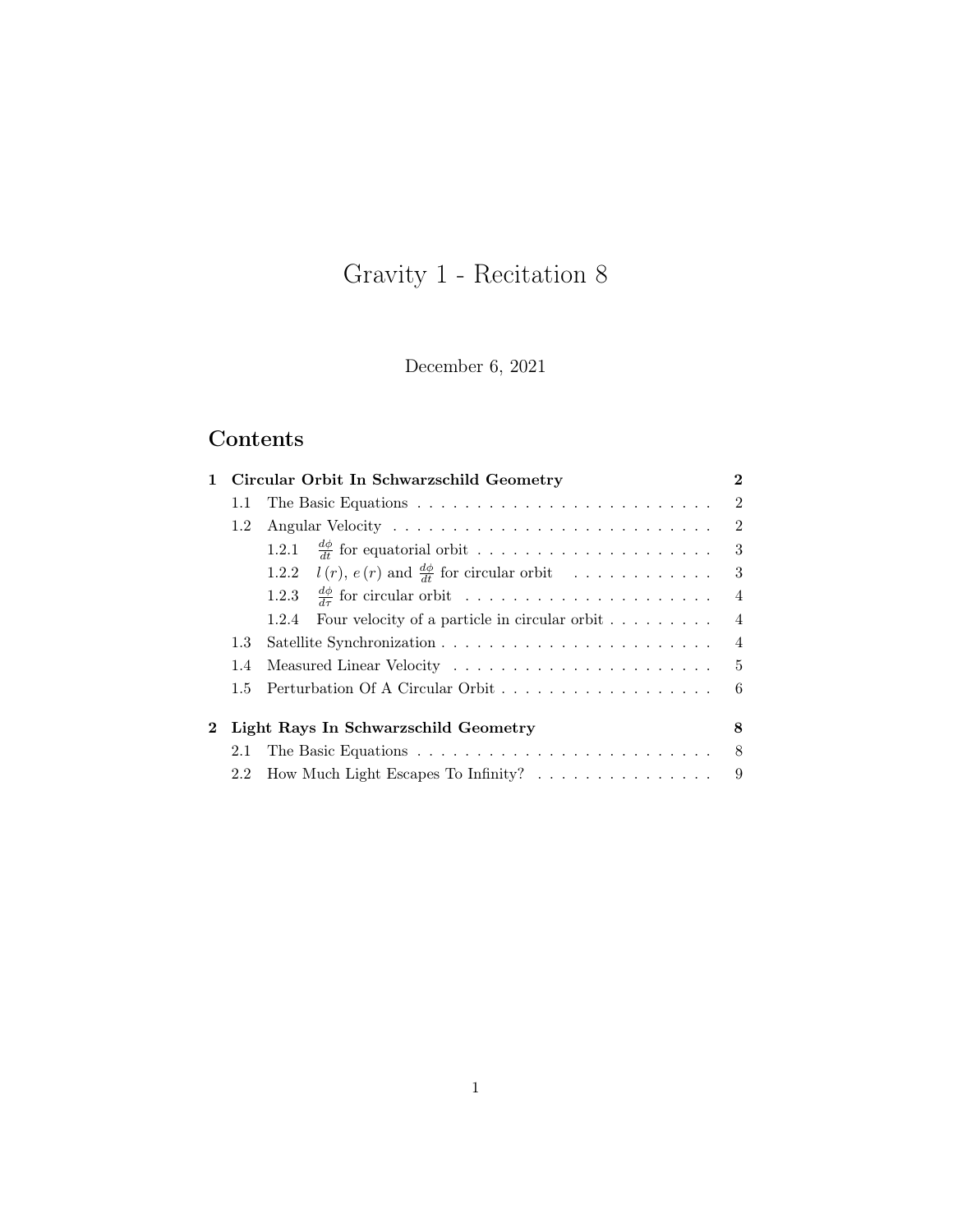# Gravity 1 - Recitation 8

December 6, 2021

## Contents

**1 Circular Orbit In Schwarzschild Geometry** — **2**

- 1.1 The Basic Equations — 2
- 1.2 Angular Velocity — 2
  - 1.2.1 $\frac{d\phi}{dt}$ for equatorial orbit — 3
  - 1.2.2 $l(r)$, $e(r)$ and $\frac{d\phi}{dt}$ for circular orbit — 3
  - 1.2.3 $\frac{d\phi}{d\tau}$ for circular orbit — 4
  - 1.2.4 Four velocity of a particle in circular orbit — 4
- 1.3 Satellite Synchronization — 4
- 1.4 Measured Linear Velocity — 5
- 1.5 Perturbation Of A Circular Orbit — 6

**2 Light Rays In Schwarzschild Geometry** — **8**

- 2.1 The Basic Equations — 8
- 2.2 How Much Light Escapes To Infinity? — 9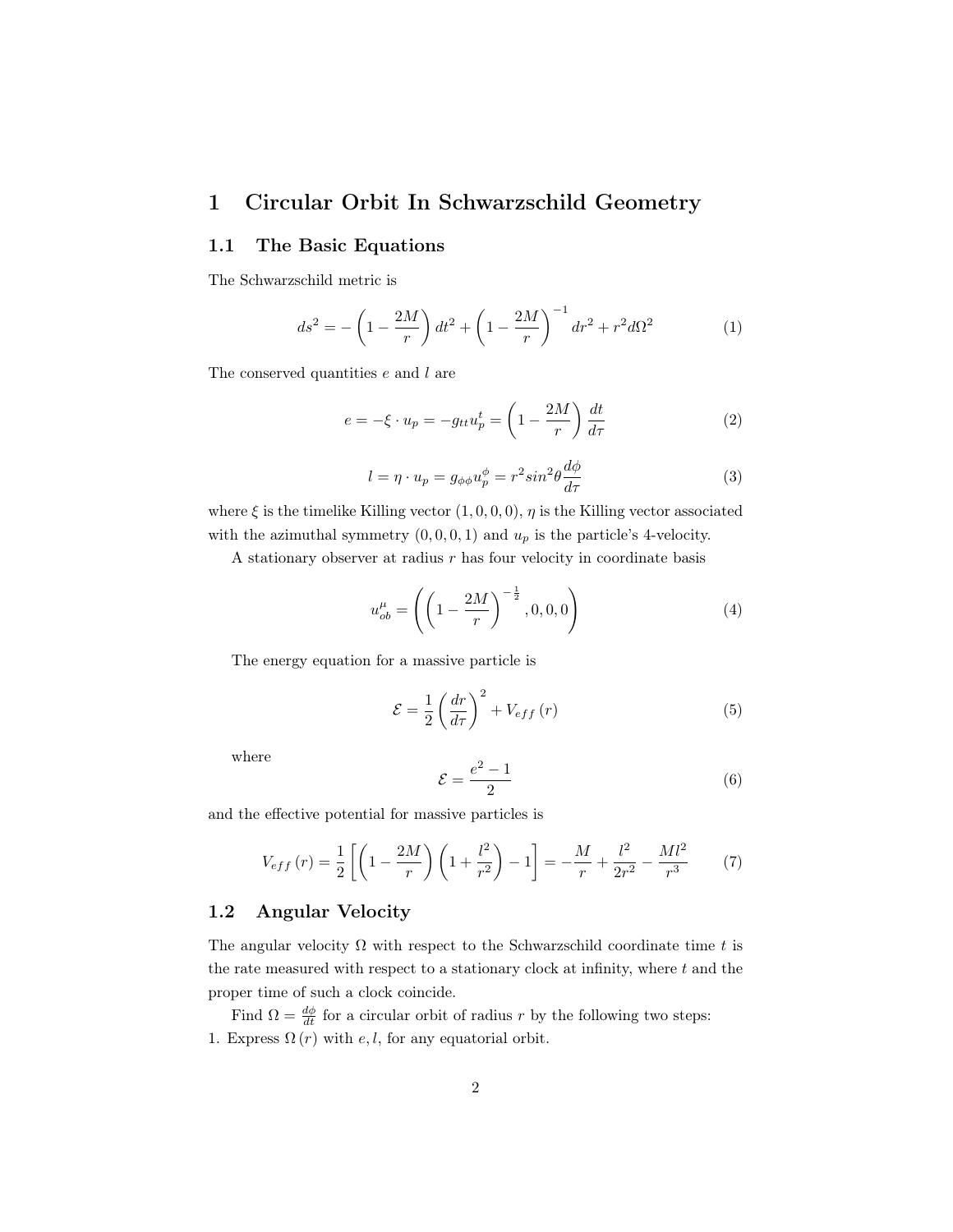# 1 Circular Orbit In Schwarzschild Geometry

## 1.1 The Basic Equations

The Schwarzschild metric is

$$ds^2 = -\left(1 - \frac{2M}{r}\right) dt^2 + \left(1 - \frac{2M}{r}\right)^{-1} dr^2 + r^2 d\Omega^2 \tag{1}$$

The conserved quantities $e$ and $l$ are

$$e = -\xi \cdot u_p = -g_{tt} u_p^t = \left(1 - \frac{2M}{r}\right) \frac{dt}{d\tau} \tag{2}$$

$$l = \eta \cdot u_p = g_{\phi\phi} u_p^{\phi} = r^2 sin^2\theta \frac{d\phi}{d\tau} \tag{3}$$

where $\xi$ is the timelike Killing vector $(1, 0, 0, 0)$, $\eta$ is the Killing vector associated with the azimuthal symmetry $(0, 0, 0, 1)$ and $u_p$ is the particle's 4-velocity.

A stationary observer at radius $r$ has four velocity in coordinate basis

$$u_{ob}^{\mu} = \left(\left(1 - \frac{2M}{r}\right)^{-\frac{1}{2}}, 0, 0, 0\right) \tag{4}$$

The energy equation for a massive particle is

$$\mathcal{E} = \frac{1}{2}\left(\frac{dr}{d\tau}\right)^2 + V_{eff}(r) \tag{5}$$

where

$$\mathcal{E} = \frac{e^2 - 1}{2} \tag{6}$$

and the effective potential for massive particles is

$$V_{eff}(r) = \frac{1}{2}\left[\left(1 - \frac{2M}{r}\right)\left(1 + \frac{l^2}{r^2}\right) - 1\right] = -\frac{M}{r} + \frac{l^2}{2r^2} - \frac{Ml^2}{r^3} \tag{7}$$

## 1.2 Angular Velocity

The angular velocity $\Omega$ with respect to the Schwarzschild coordinate time $t$ is the rate measured with respect to a stationary clock at infinity, where $t$ and the proper time of such a clock coincide.

Find $\Omega = \frac{d\phi}{dt}$ for a circular orbit of radius $r$ by the following two steps:

1. Express $\Omega(r)$ with $e, l$, for any equatorial orbit.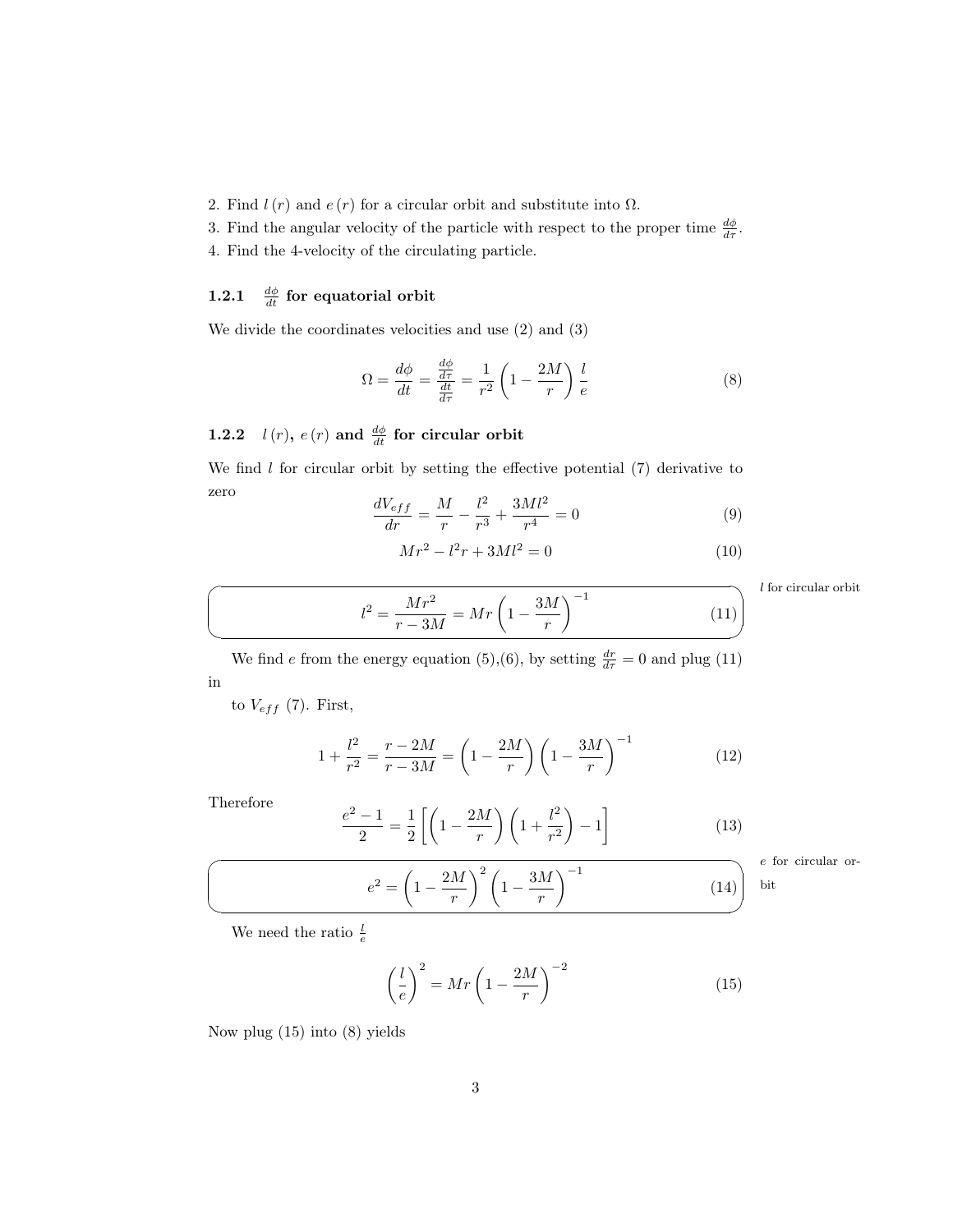2. Find $l(r)$ and $e(r)$ for a circular orbit and substitute into $\Omega$.
3. Find the angular velocity of the particle with respect to the proper time $\frac{d\phi}{d\tau}$.
4. Find the 4-velocity of the circulating particle.

### 1.2.1 $\frac{d\phi}{dt}$ for equatorial orbit

We divide the coordinates velocities and use (2) and (3)

$$\Omega = \frac{d\phi}{dt} = \frac{\frac{d\phi}{d\tau}}{\frac{dt}{d\tau}} = \frac{1}{r^2}\left(1 - \frac{2M}{r}\right)\frac{l}{e} \tag{8}$$

### 1.2.2 $l(r)$, $e(r)$ and $\frac{d\phi}{dt}$ for circular orbit

We find $l$ for circular orbit by setting the effective potential (7) derivative to zero

$$\frac{dV_{eff}}{dr} = \frac{M}{r} - \frac{l^2}{r^3} + \frac{3Ml^2}{r^4} = 0 \tag{9}$$

$$Mr^2 - l^2 r + 3Ml^2 = 0 \tag{10}$$

$$l^2 = \frac{Mr^2}{r - 3M} = Mr\left(1 - \frac{3M}{r}\right)^{-1} \tag{11}$$

*$l$ for circular orbit*

We find $e$ from the energy equation (5),(6), by setting $\frac{dr}{d\tau} = 0$ and plug (11) in

to $V_{eff}$ (7). First,

$$1 + \frac{l^2}{r^2} = \frac{r - 2M}{r - 3M} = \left(1 - \frac{2M}{r}\right)\left(1 - \frac{3M}{r}\right)^{-1} \tag{12}$$

Therefore

$$\frac{e^2 - 1}{2} = \frac{1}{2}\left[\left(1 - \frac{2M}{r}\right)\left(1 + \frac{l^2}{r^2}\right) - 1\right] \tag{13}$$

$$e^2 = \left(1 - \frac{2M}{r}\right)^2\left(1 - \frac{3M}{r}\right)^{-1} \tag{14}$$

*$e$ for circular orbit*

We need the ratio $\frac{l}{e}$

$$\left(\frac{l}{e}\right)^2 = Mr\left(1 - \frac{2M}{r}\right)^{-2} \tag{15}$$

Now plug (15) into (8) yields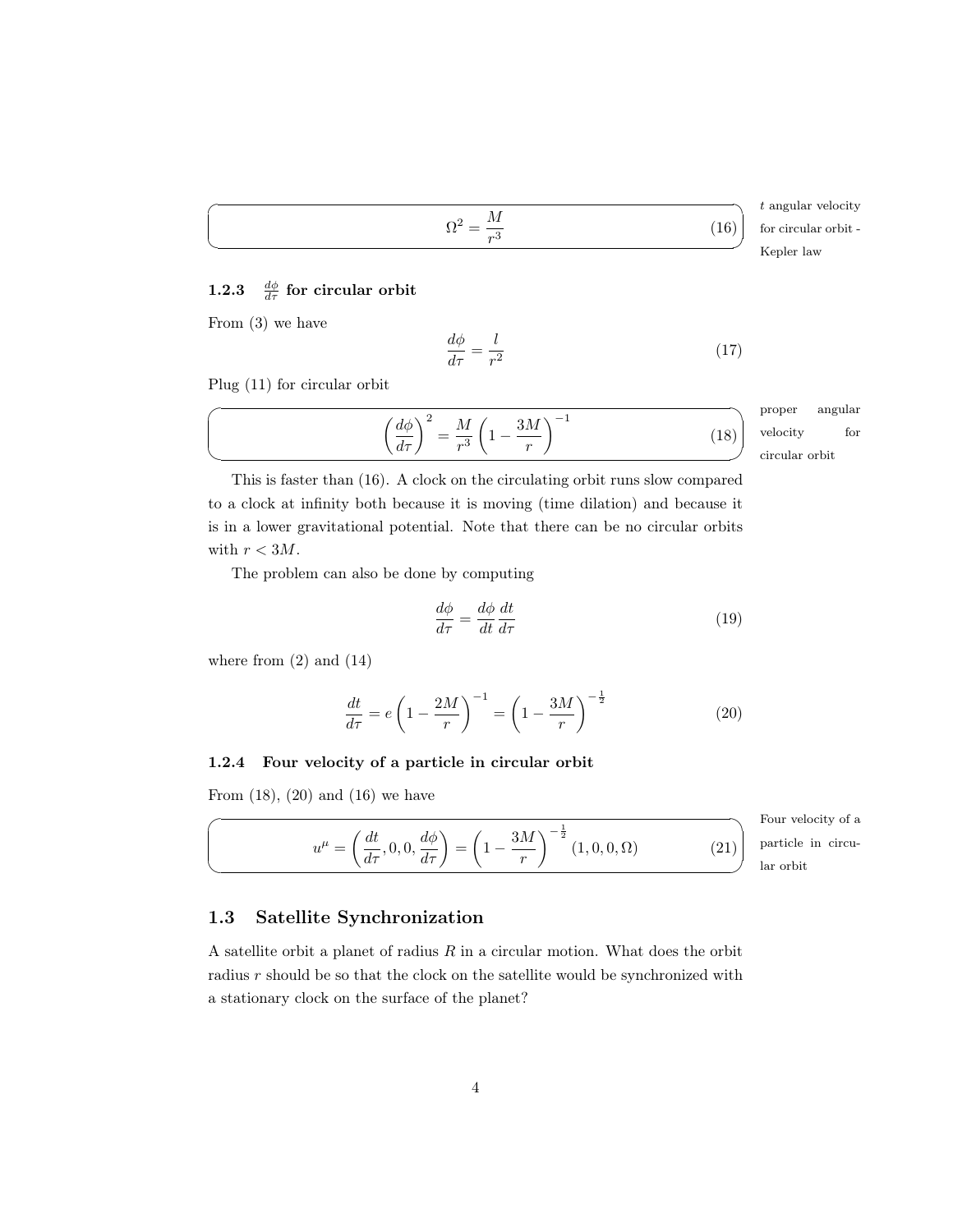$$\Omega^2 = \frac{M}{r^3} \tag{16}$$

$t$ angular velocity for circular orbit - Kepler law

### 1.2.3 $\frac{d\phi}{d\tau}$ for circular orbit

From (3) we have

$$\frac{d\phi}{d\tau} = \frac{l}{r^2} \tag{17}$$

Plug (11) for circular orbit

$$\left(\frac{d\phi}{d\tau}\right)^2 = \frac{M}{r^3}\left(1 - \frac{3M}{r}\right)^{-1} \tag{18}$$

proper angular velocity for circular orbit

This is faster than (16). A clock on the circulating orbit runs slow compared to a clock at infinity both because it is moving (time dilation) and because it is in a lower gravitational potential. Note that there can be no circular orbits with $r < 3M$.

The problem can also be done by computing

$$\frac{d\phi}{d\tau} = \frac{d\phi}{dt}\frac{dt}{d\tau} \tag{19}$$

where from (2) and (14)

$$\frac{dt}{d\tau} = e\left(1 - \frac{2M}{r}\right)^{-1} = \left(1 - \frac{3M}{r}\right)^{-\frac{1}{2}} \tag{20}$$

### 1.2.4 Four velocity of a particle in circular orbit

From (18), (20) and (16) we have

$$u^\mu = \left(\frac{dt}{d\tau}, 0, 0, \frac{d\phi}{d\tau}\right) = \left(1 - \frac{3M}{r}\right)^{-\frac{1}{2}}(1, 0, 0, \Omega) \tag{21}$$

Four velocity of a particle in circular orbit

## 1.3 Satellite Synchronization

A satellite orbit a planet of radius $R$ in a circular motion. What does the orbit radius $r$ should be so that the clock on the satellite would be synchronized with a stationary clock on the surface of the planet?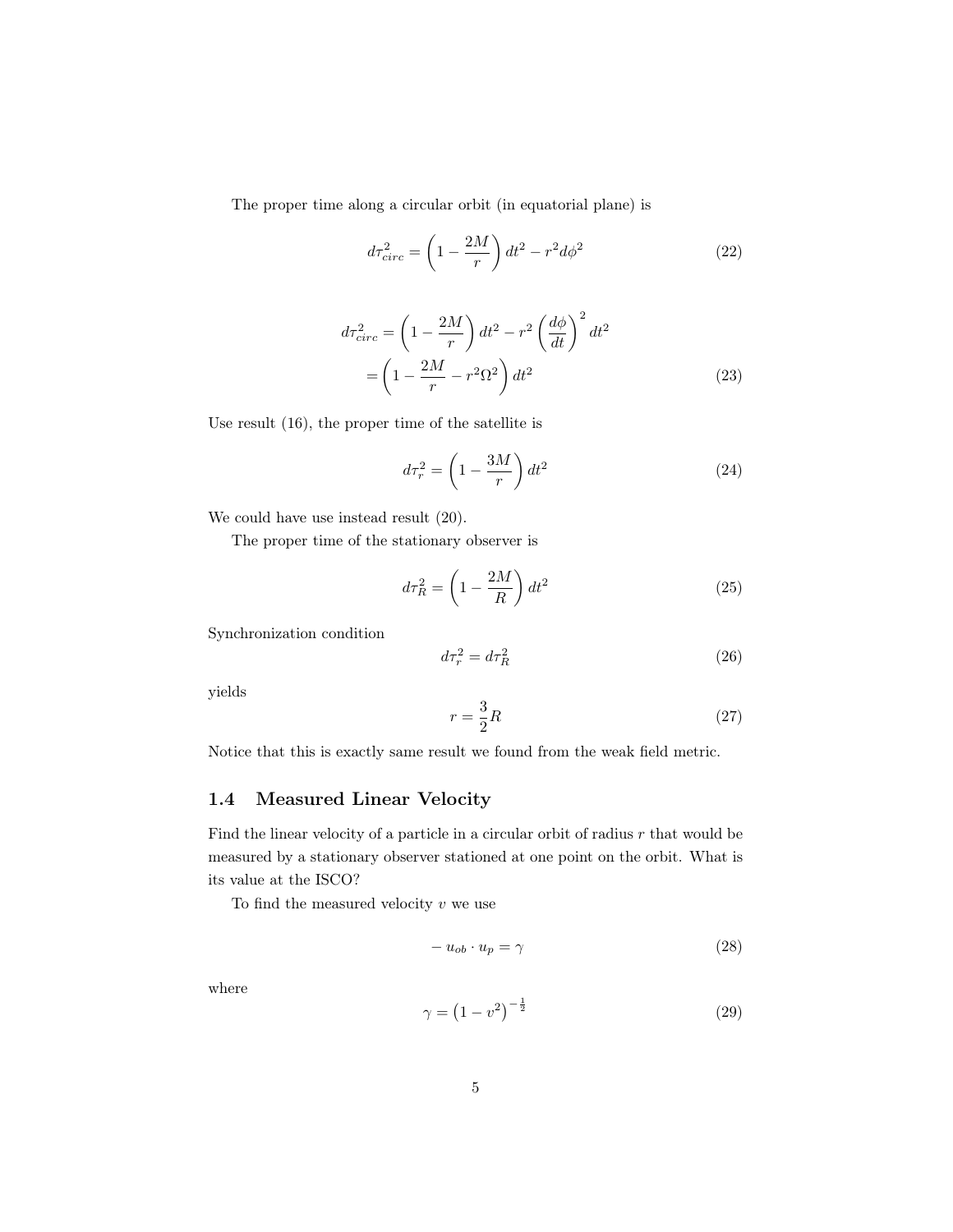The proper time along a circular orbit (in equatorial plane) is

$$d\tau_{circ}^2 = \left(1 - \frac{2M}{r}\right) dt^2 - r^2 d\phi^2 \tag{22}$$

$$\begin{aligned} d\tau_{circ}^2 &= \left(1 - \frac{2M}{r}\right) dt^2 - r^2 \left(\frac{d\phi}{dt}\right)^2 dt^2 \\ &= \left(1 - \frac{2M}{r} - r^2\Omega^2\right) dt^2 \end{aligned} \tag{23}$$

Use result (16), the proper time of the satellite is

$$d\tau_r^2 = \left(1 - \frac{3M}{r}\right) dt^2 \tag{24}$$

We could have use instead result (20).

The proper time of the stationary observer is

$$d\tau_R^2 = \left(1 - \frac{2M}{R}\right) dt^2 \tag{25}$$

Synchronization condition

$$d\tau_r^2 = d\tau_R^2 \tag{26}$$

yields

$$r = \frac{3}{2} R \tag{27}$$

Notice that this is exactly same result we found from the weak field metric.

### 1.4 Measured Linear Velocity

Find the linear velocity of a particle in a circular orbit of radius $r$ that would be measured by a stationary observer stationed at one point on the orbit. What is its value at the ISCO?

To find the measured velocity $v$ we use

$$-u_{ob} \cdot u_p = \gamma \tag{28}$$

where

$$\gamma = \left(1 - v^2\right)^{-\frac{1}{2}} \tag{29}$$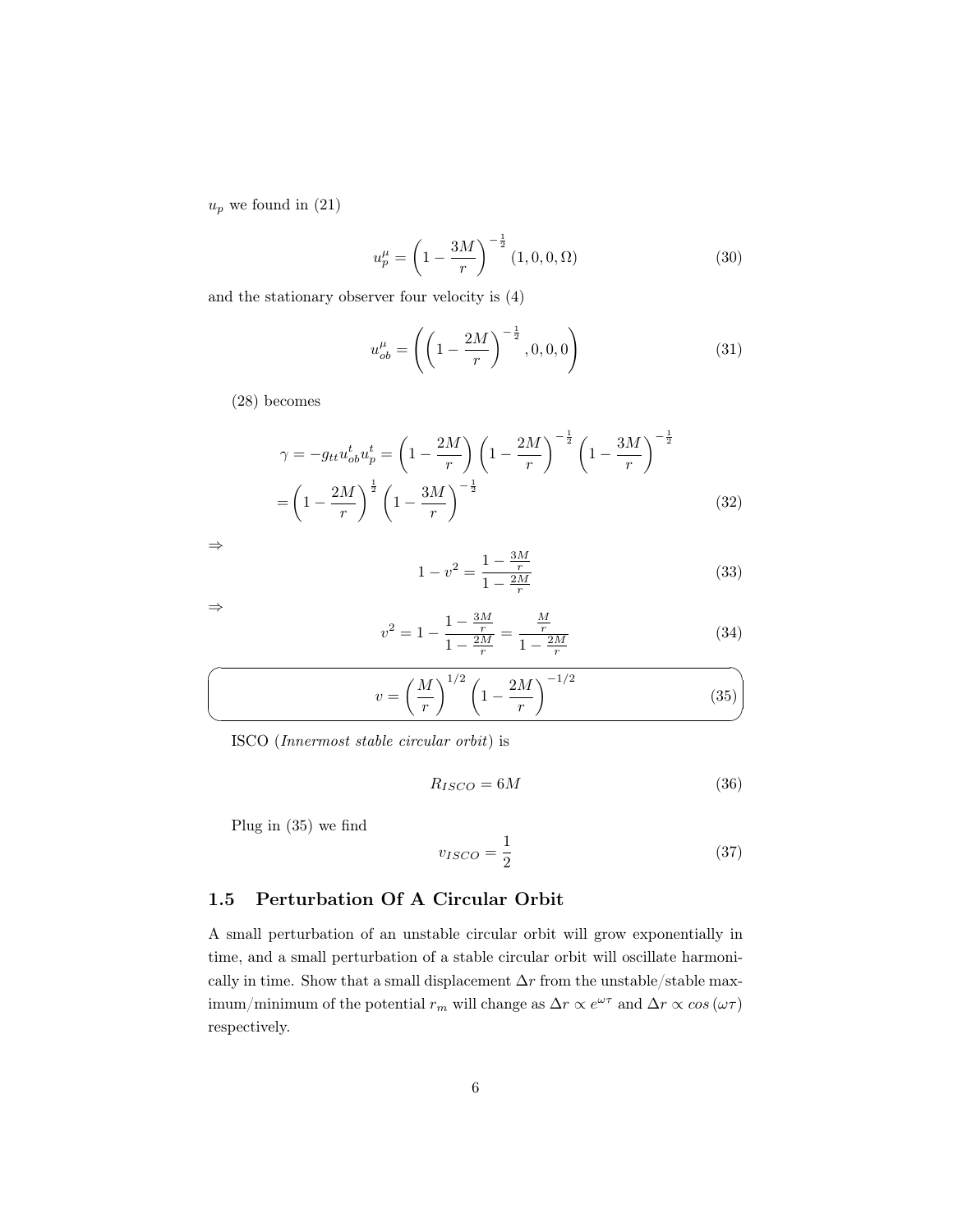$u_p$ we found in (21)

$$u_p^\mu = \left(1 - \frac{3M}{r}\right)^{-\frac{1}{2}} (1, 0, 0, \Omega) \tag{30}$$

and the stationary observer four velocity is (4)

$$u_{ob}^\mu = \left(\left(1 - \frac{2M}{r}\right)^{-\frac{1}{2}}, 0, 0, 0\right) \tag{31}$$

(28) becomes

$$\gamma = -g_{tt} u_{ob}^t u_p^t = \left(1 - \frac{2M}{r}\right)\left(1 - \frac{2M}{r}\right)^{-\frac{1}{2}}\left(1 - \frac{3M}{r}\right)^{-\frac{1}{2}}$$
$$= \left(1 - \frac{2M}{r}\right)^{\frac{1}{2}}\left(1 - \frac{3M}{r}\right)^{-\frac{1}{2}} \tag{32}$$

$\Rightarrow$

$$1 - v^2 = \frac{1 - \frac{3M}{r}}{1 - \frac{2M}{r}} \tag{33}$$

$\Rightarrow$

$$v^2 = 1 - \frac{1 - \frac{3M}{r}}{1 - \frac{2M}{r}} = \frac{\frac{M}{r}}{1 - \frac{2M}{r}} \tag{34}$$

$$\boxed{v = \left(\frac{M}{r}\right)^{1/2}\left(1 - \frac{2M}{r}\right)^{-1/2}} \tag{35}$$

ISCO (*Innermost stable circular orbit*) is

$$R_{ISCO} = 6M \tag{36}$$

Plug in (35) we find

$$v_{ISCO} = \frac{1}{2} \tag{37}$$

### 1.5 Perturbation Of A Circular Orbit

A small perturbation of an unstable circular orbit will grow exponentially in time, and a small perturbation of a stable circular orbit will oscillate harmonically in time. Show that a small displacement $\Delta r$ from the unstable/stable maximum/minimum of the potential $r_m$ will change as $\Delta r \propto e^{\omega\tau}$ and $\Delta r \propto cos\left(\omega\tau\right)$ respectively.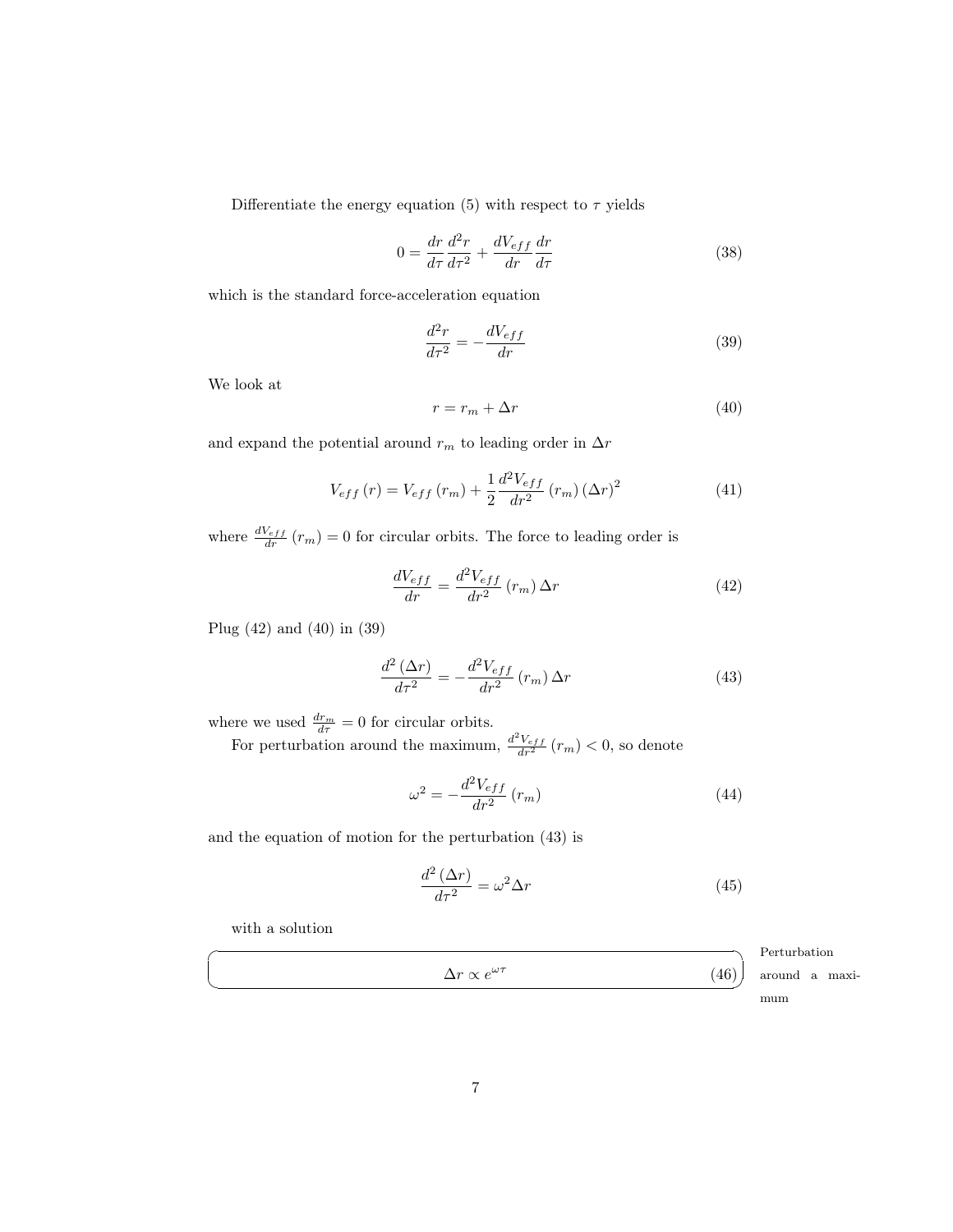Differentiate the energy equation (5) with respect to $\tau$ yields

$$0 = \frac{dr}{d\tau}\frac{d^2r}{d\tau^2} + \frac{dV_{eff}}{dr}\frac{dr}{d\tau} \tag{38}$$

which is the standard force-acceleration equation

$$\frac{d^2r}{d\tau^2} = -\frac{dV_{eff}}{dr} \tag{39}$$

We look at

$$r = r_m + \Delta r \tag{40}$$

and expand the potential around $r_m$ to leading order in $\Delta r$

$$V_{eff}(r) = V_{eff}(r_m) + \frac{1}{2}\frac{d^2V_{eff}}{dr^2}(r_m)(\Delta r)^2 \tag{41}$$

where $\frac{dV_{eff}}{dr}(r_m) = 0$ for circular orbits. The force to leading order is

$$\frac{dV_{eff}}{dr} = \frac{d^2V_{eff}}{dr^2}(r_m)\Delta r \tag{42}$$

Plug (42) and (40) in (39)

$$\frac{d^2(\Delta r)}{d\tau^2} = -\frac{d^2V_{eff}}{dr^2}(r_m)\Delta r \tag{43}$$

where we used $\frac{dr_m}{d\tau} = 0$ for circular orbits.

For perturbation around the maximum, $\frac{d^2V_{eff}}{dr^2}(r_m) < 0$, so denote

$$\omega^2 = -\frac{d^2V_{eff}}{dr^2}(r_m) \tag{44}$$

and the equation of motion for the perturbation (43) is

$$\frac{d^2(\Delta r)}{d\tau^2} = \omega^2 \Delta r \tag{45}$$

with a solution

$$\Delta r \propto e^{\omega\tau} \tag{46}$$

Perturbation around a maximum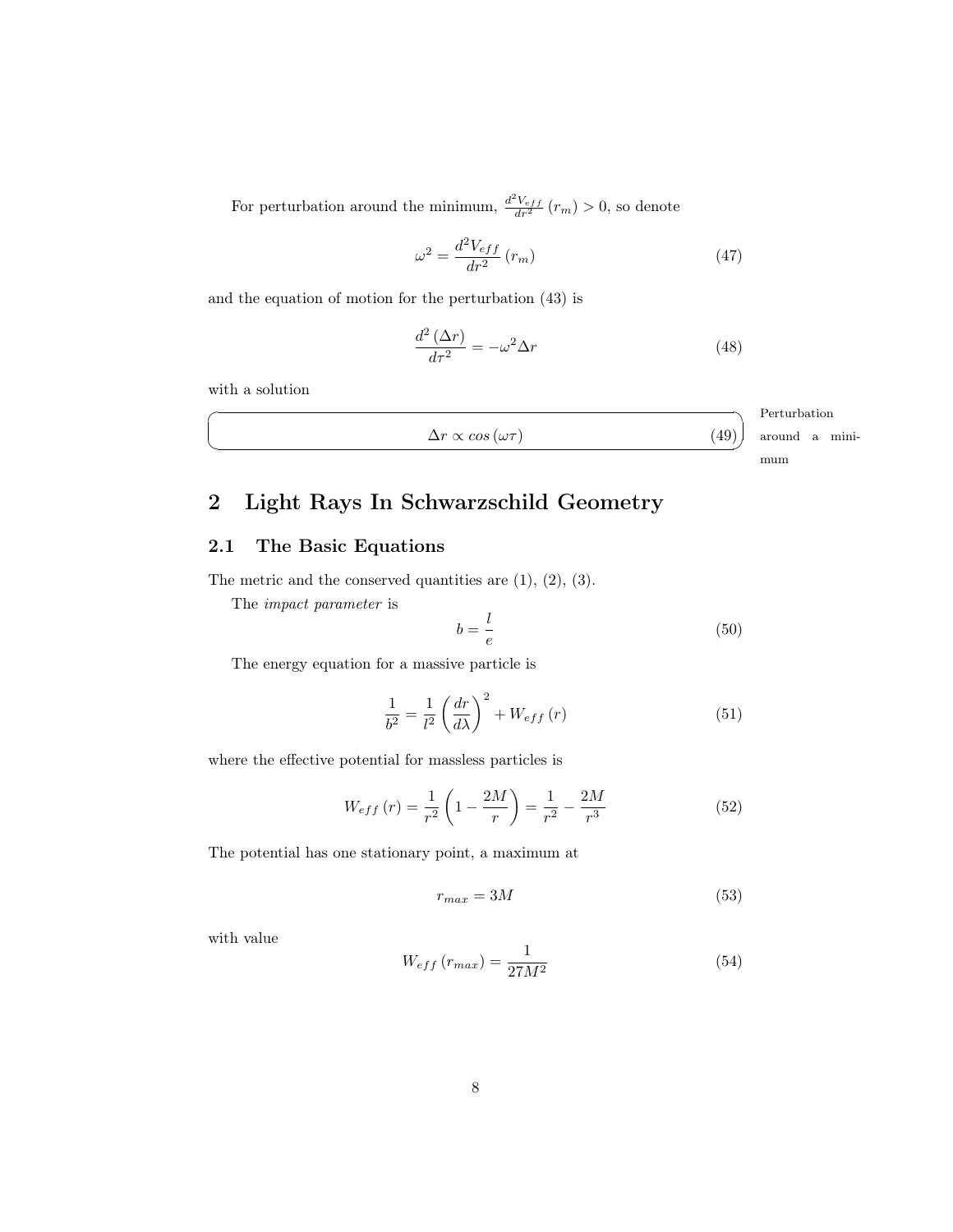For perturbation around the minimum, $\frac{d^2V_{eff}}{dr^2}(r_m) > 0$, so denote

$$\omega^2 = \frac{d^2V_{eff}}{dr^2}(r_m) \tag{47}$$

and the equation of motion for the perturbation (43) is

$$\frac{d^2(\Delta r)}{d\tau^2} = -\omega^2 \Delta r \tag{48}$$

with a solution

$$\Delta r \propto cos(\omega\tau) \tag{49}$$

Perturbation around a minimum

## 2 Light Rays In Schwarzschild Geometry

### 2.1 The Basic Equations

The metric and the conserved quantities are (1), (2), (3).

The *impact parameter* is

$$b = \frac{l}{e} \tag{50}$$

The energy equation for a massive particle is

$$\frac{1}{b^2} = \frac{1}{l^2}\left(\frac{dr}{d\lambda}\right)^2 + W_{eff}(r) \tag{51}$$

where the effective potential for massless particles is

$$W_{eff}(r) = \frac{1}{r^2}\left(1 - \frac{2M}{r}\right) = \frac{1}{r^2} - \frac{2M}{r^3} \tag{52}$$

The potential has one stationary point, a maximum at

$$r_{max} = 3M \tag{53}$$

with value

$$W_{eff}(r_{max}) = \frac{1}{27M^2} \tag{54}$$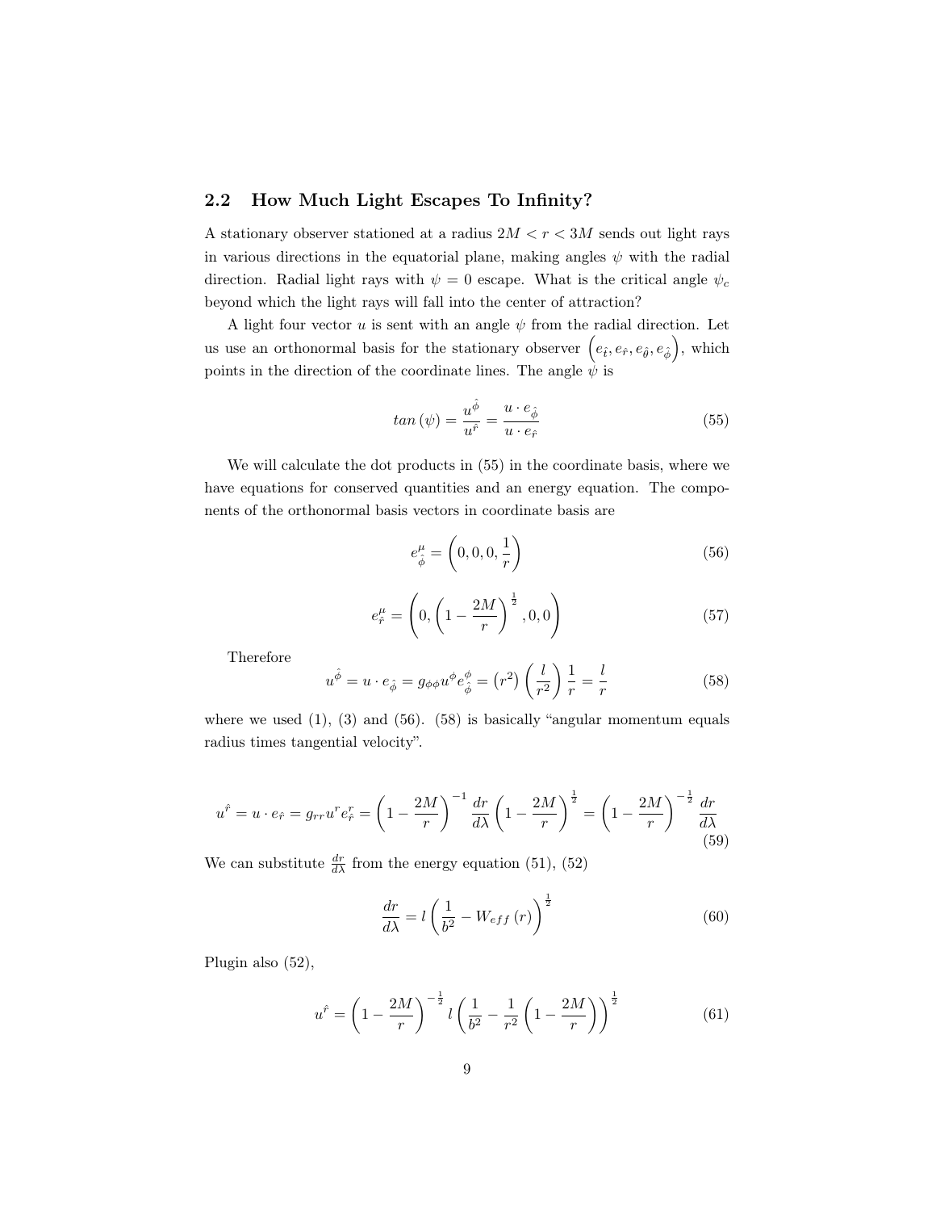### 2.2 How Much Light Escapes To Infinity?

A stationary observer stationed at a radius $2M < r < 3M$ sends out light rays in various directions in the equatorial plane, making angles $\psi$ with the radial direction. Radial light rays with $\psi = 0$ escape. What is the critical angle $\psi_c$ beyond which the light rays will fall into the center of attraction?

A light four vector $u$ is sent with an angle $\psi$ from the radial direction. Let us use an orthonormal basis for the stationary observer $\left(e_{\hat{t}}, e_{\hat{r}}, e_{\hat{\theta}}, e_{\hat{\phi}}\right)$, which points in the direction of the coordinate lines. The angle $\psi$ is

$$tan\,(\psi) = \frac{u^{\hat{\phi}}}{u^{\hat{r}}} = \frac{u \cdot e_{\hat{\phi}}}{u \cdot e_{\hat{r}}} \tag{55}$$

We will calculate the dot products in (55) in the coordinate basis, where we have equations for conserved quantities and an energy equation. The components of the orthonormal basis vectors in coordinate basis are

$$e^{\mu}_{\hat{\phi}} = \left(0, 0, 0, \frac{1}{r}\right) \tag{56}$$

$$e^{\mu}_{\hat{r}} = \left(0, \left(1 - \frac{2M}{r}\right)^{\frac{1}{2}}, 0, 0\right) \tag{57}$$

Therefore

$$u^{\hat{\phi}} = u \cdot e_{\hat{\phi}} = g_{\phi\phi} u^{\phi} e^{\phi}_{\hat{\phi}} = \left(r^2\right) \left(\frac{l}{r^2}\right) \frac{1}{r} = \frac{l}{r} \tag{58}$$

where we used (1), (3) and (56). (58) is basically "angular momentum equals radius times tangential velocity".

$$u^{\hat{r}} = u \cdot e_{\hat{r}} = g_{rr} u^r e^r_{\hat{r}} = \left(1 - \frac{2M}{r}\right)^{-1} \frac{dr}{d\lambda} \left(1 - \frac{2M}{r}\right)^{\frac{1}{2}} = \left(1 - \frac{2M}{r}\right)^{-\frac{1}{2}} \frac{dr}{d\lambda} \tag{59}$$

We can substitute $\frac{dr}{d\lambda}$ from the energy equation (51), (52)

$$\frac{dr}{d\lambda} = l \left(\frac{1}{b^2} - W_{eff}\,(r)\right)^{\frac{1}{2}} \tag{60}$$

Plugin also (52),

$$u^{\hat{r}} = \left(1 - \frac{2M}{r}\right)^{-\frac{1}{2}} l \left(\frac{1}{b^2} - \frac{1}{r^2}\left(1 - \frac{2M}{r}\right)\right)^{\frac{1}{2}} \tag{61}$$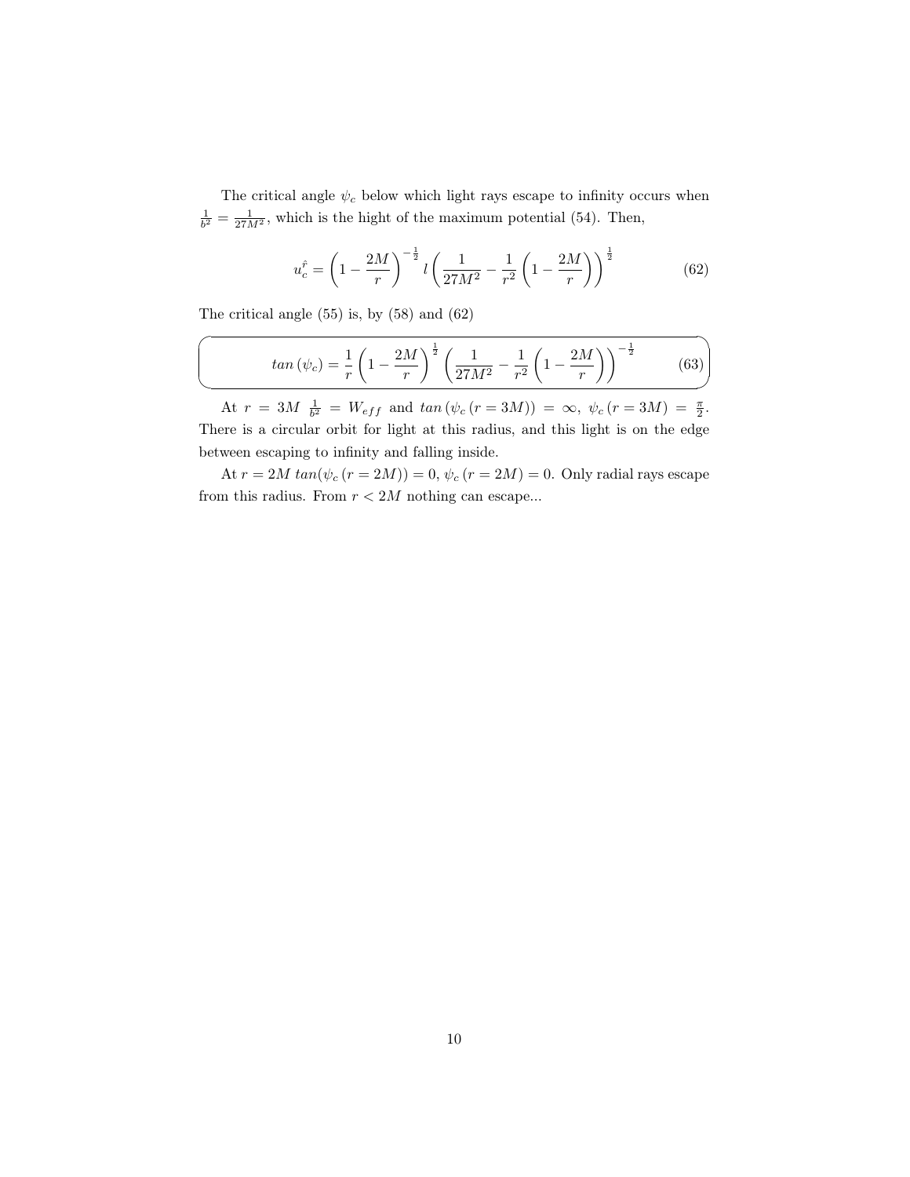The critical angle $\psi_c$ below which light rays escape to infinity occurs when $\frac{1}{b^2} = \frac{1}{27M^2}$, which is the hight of the maximum potential (54). Then,

$$u_c^{\hat{r}} = \left(1 - \frac{2M}{r}\right)^{-\frac{1}{2}} l \left(\frac{1}{27M^2} - \frac{1}{r^2}\left(1 - \frac{2M}{r}\right)\right)^{\frac{1}{2}} \tag{62}$$

The critical angle (55) is, by (58) and (62)

$$tan\left(\psi_c\right) = \frac{1}{r}\left(1 - \frac{2M}{r}\right)^{\frac{1}{2}} \left(\frac{1}{27M^2} - \frac{1}{r^2}\left(1 - \frac{2M}{r}\right)\right)^{-\frac{1}{2}} \tag{63}$$

At $r = 3M$ $\frac{1}{b^2} = W_{eff}$ and $tan\left(\psi_c\left(r = 3M\right)\right) = \infty$, $\psi_c\left(r = 3M\right) = \frac{\pi}{2}$. There is a circular orbit for light at this radius, and this light is on the edge between escaping to infinity and falling inside.

At $r = 2M$ $tan(\psi_c\left(r = 2M\right)) = 0$, $\psi_c\left(r = 2M\right) = 0$. Only radial rays escape from this radius. From $r < 2M$ nothing can escape...